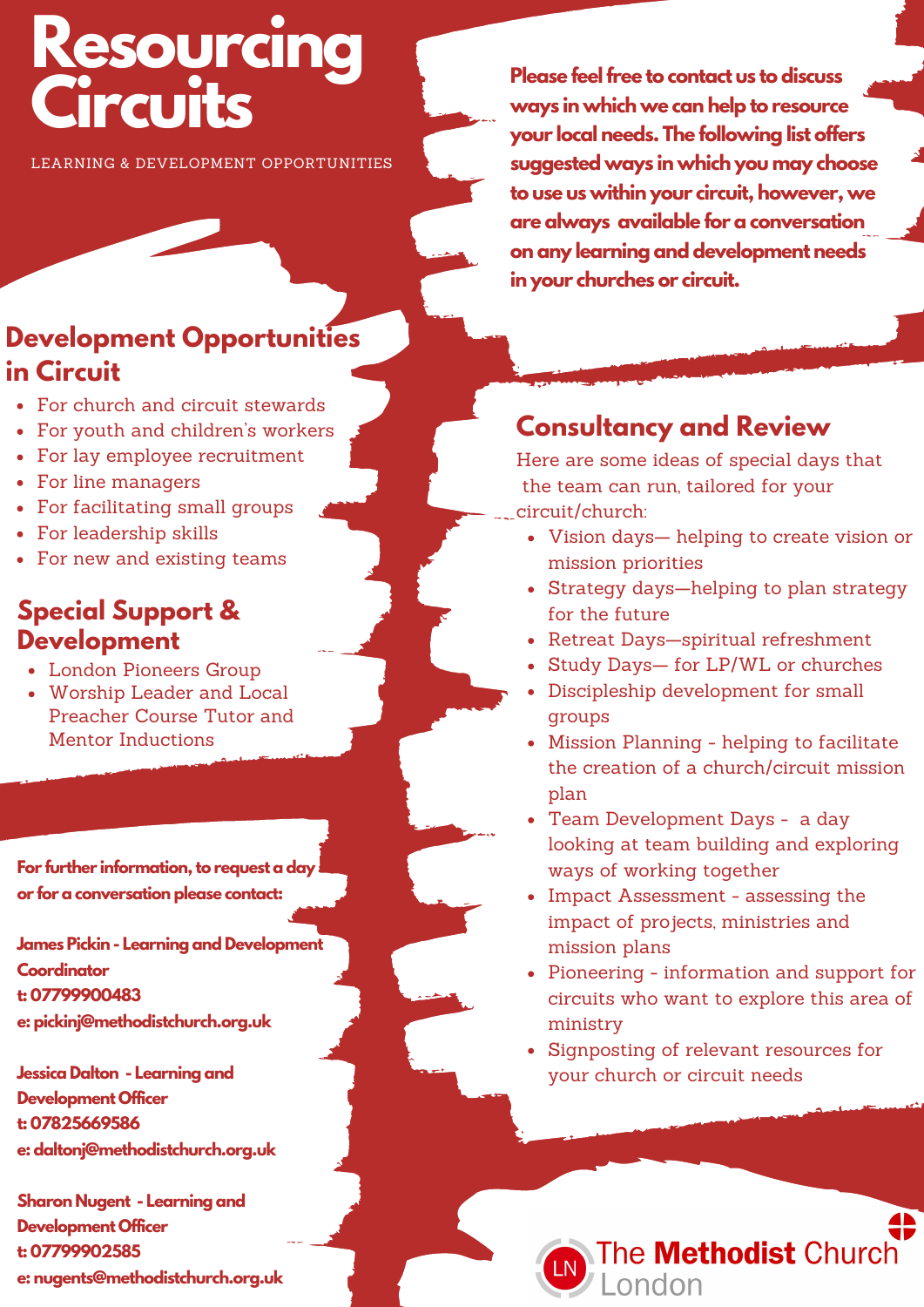# Resourcing Circuits

LEARNING & DEVELOPMENT OPPORTUNITIES

**Please feel free to contact us to discuss ways in which we can help to resource your local needs. The following list offers suggested ways in which you may choose to use us within your circuit, however, we are always available for a conversation on any learning and development needs in your churches or circuit.**

## Development Opportunities in Circuit

- For church and circuit stewards
- For youth and children's workers
- For lay employee recruitment
- For line managers
- For facilitating small groups
- For leadership skills
- For new and existing teams

## Special Support & Development

- London Pioneers Group
- Worship Leader and Local Preacher Course Tutor and Mentor Inductions

**For further information, to request a day or for a conversation please contact:**

**James Pickin - Learning and Development Coordinator**
**t: 07799900483**
**e: pickinj@methodistchurch.org.uk**

**Jessica Dalton - Learning and Development Officer**
**t: 07825669586**
**e: daltonj@methodistchurch.org.uk**

**Sharon Nugent - Learning and Development Officer**
**t: 07799902585**
**e: nugents@methodistchurch.org.uk**

## Consultancy and Review

Here are some ideas of special days that the team can run, tailored for your circuit/church:

- Vision days— helping to create vision or mission priorities
- Strategy days—helping to plan strategy for the future
- Retreat Days—spiritual refreshment
- Study Days— for LP/WL or churches
- Discipleship development for small groups
- Mission Planning - helping to facilitate the creation of a church/circuit mission plan
- Team Development Days - a day looking at team building and exploring ways of working together
- Impact Assessment - assessing the impact of projects, ministries and mission plans
- Pioneering - information and support for circuits who want to explore this area of ministry
- Signposting of relevant resources for your church or circuit needs

The Methodist Church London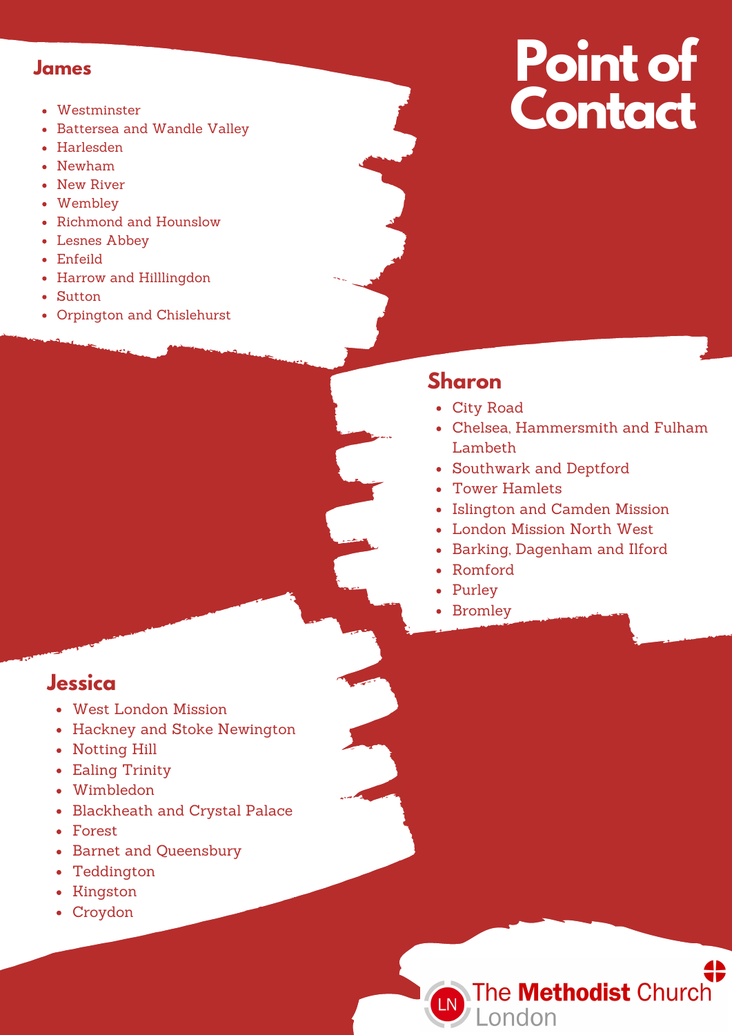# Point of Contact

## James

- Westminster
- Battersea and Wandle Valley
- Harlesden
- Newham
- New River
- Wembley
- Richmond and Hounslow
- Lesnes Abbey
- Enfeild
- Harrow and Hilllingdon
- Sutton
- Orpington and Chislehurst

## Sharon

- City Road
- Chelsea, Hammersmith and Fulham Lambeth
- Southwark and Deptford
- Tower Hamlets
- Islington and Camden Mission
- London Mission North West
- Barking, Dagenham and Ilford
- Romford
- Purley
- Bromley

## Jessica

- West London Mission
- Hackney and Stoke Newington
- Notting Hill
- Ealing Trinity
- Wimbledon
- Blackheath and Crystal Palace
- Forest
- Barnet and Queensbury
- Teddington
- Kingston
- Croydon

LN The Methodist Church London